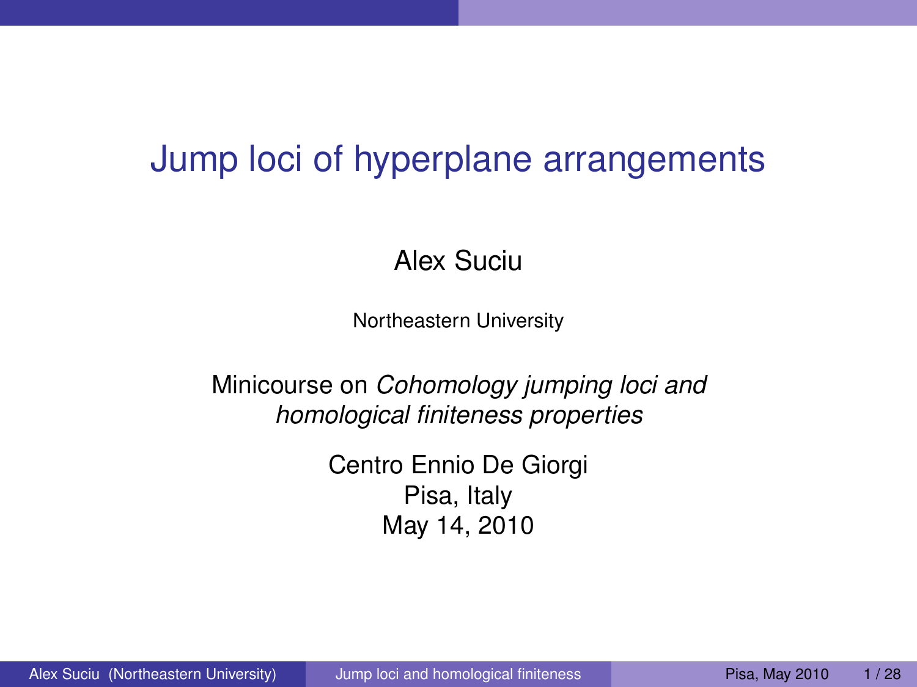# Jump loci of hyperplane arrangements

Alex Suciu

Northeastern University

Minicourse on *Cohomology jumping loci and homological finiteness properties*

Centro Ennio De Giorgi
Pisa, Italy
May 14, 2010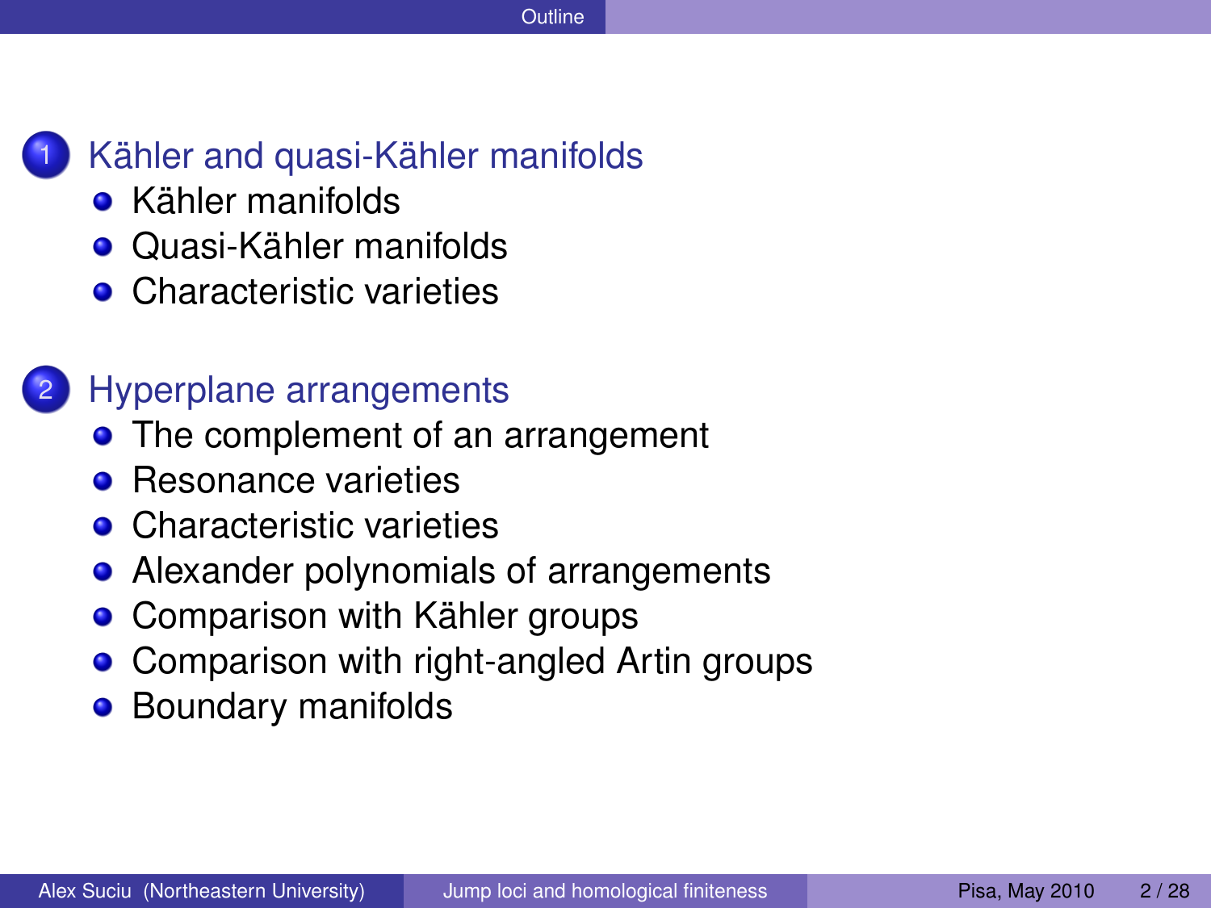## Outline

1. Kähler and quasi-Kähler manifolds
   - Kähler manifolds
   - Quasi-Kähler manifolds
   - Characteristic varieties

2. Hyperplane arrangements
   - The complement of an arrangement
   - Resonance varieties
   - Characteristic varieties
   - Alexander polynomials of arrangements
   - Comparison with Kähler groups
   - Comparison with right-angled Artin groups
   - Boundary manifolds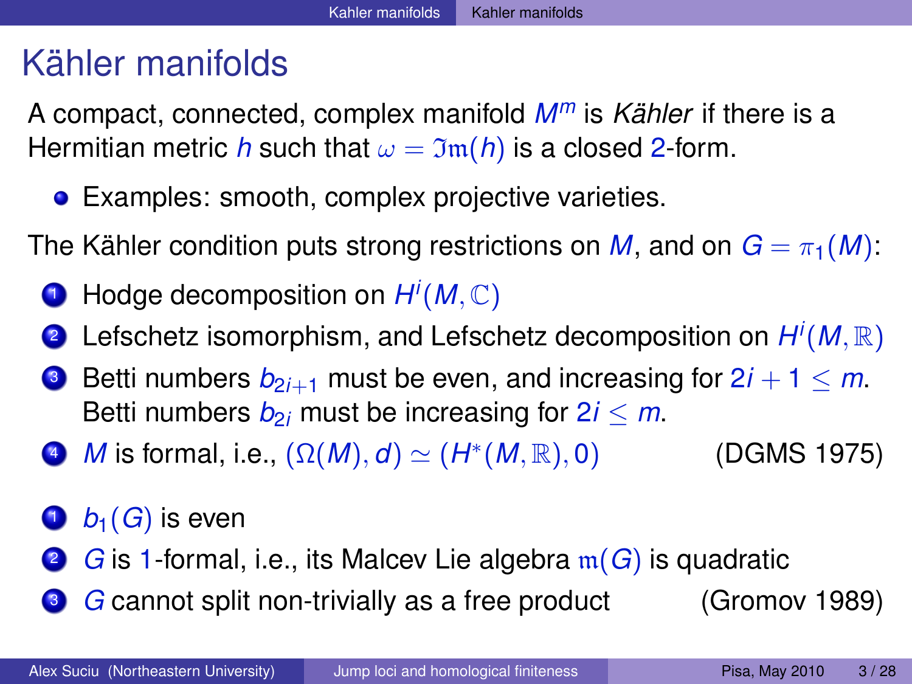# Kähler manifolds

A compact, connected, complex manifold $M^m$ is *Kähler* if there is a Hermitian metric $h$ such that $\omega = \mathfrak{Im}(h)$ is a closed $2$-form.

- Examples: smooth, complex projective varieties.

The Kähler condition puts strong restrictions on $M$, and on $G = \pi_1(M)$:

1. Hodge decomposition on $H^i(M, \mathbb{C})$
2. Lefschetz isomorphism, and Lefschetz decomposition on $H^i(M, \mathbb{R})$
3. Betti numbers $b_{2i+1}$ must be even, and increasing for $2i + 1 \leq m$. Betti numbers $b_{2i}$ must be increasing for $2i \leq m$.
4. $M$ is formal, i.e., $(\Omega(M), d) \simeq (H^*(M, \mathbb{R}), 0)$ (DGMS 1975)

1. $b_1(G)$ is even
2. $G$ is $1$-formal, i.e., its Malcev Lie algebra $\mathfrak{m}(G)$ is quadratic
3. $G$ cannot split non-trivially as a free product (Gromov 1989)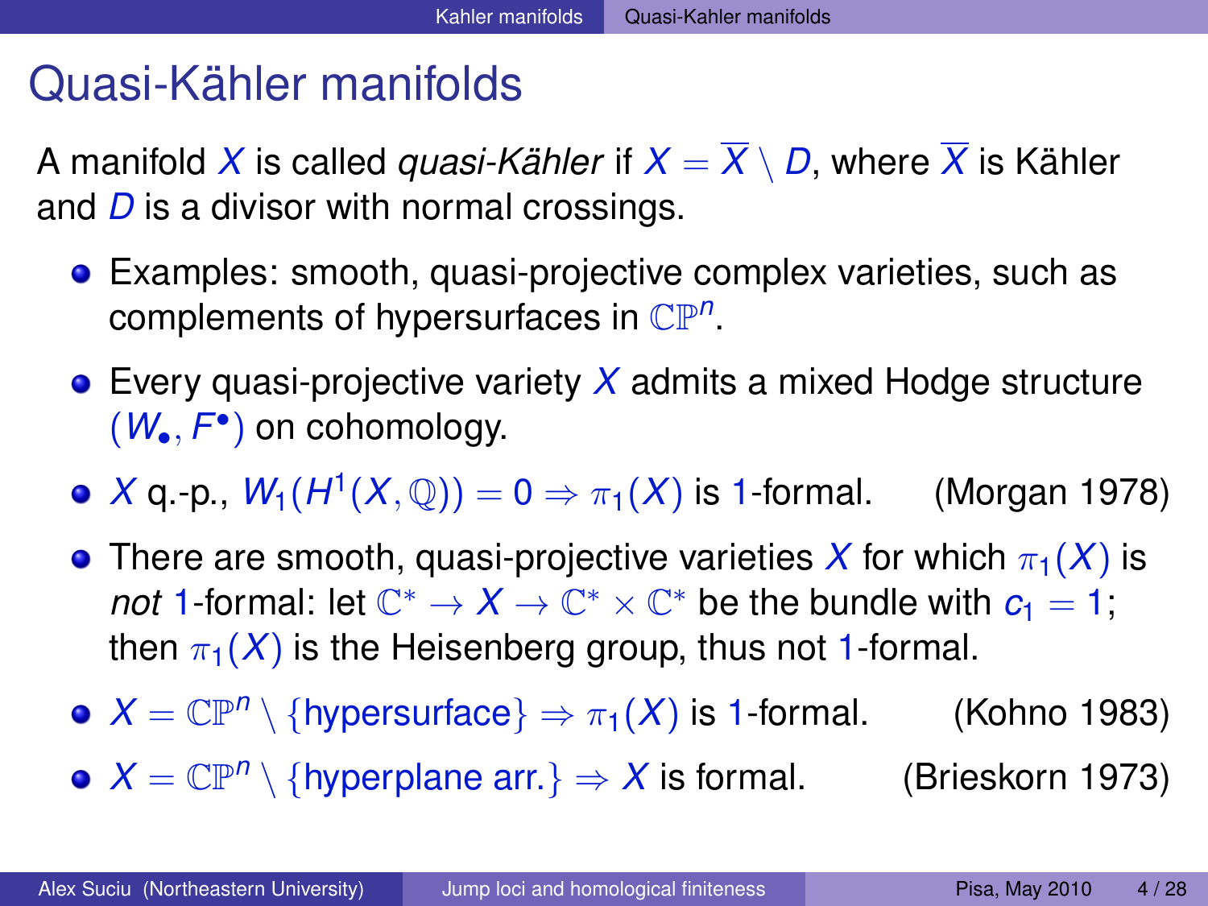# Quasi-Kähler manifolds

A manifold $X$ is called *quasi-Kähler* if $X = \overline{X} \setminus D$, where $\overline{X}$ is Kähler and $D$ is a divisor with normal crossings.

- Examples: smooth, quasi-projective complex varieties, such as complements of hypersurfaces in $\mathbb{CP}^n$.
- Every quasi-projective variety $X$ admits a mixed Hodge structure $(W_\bullet, F^\bullet)$ on cohomology.
- $X$ q.-p., $W_1(H^1(X, \mathbb{Q})) = 0 \Rightarrow \pi_1(X)$ is 1-formal. (Morgan 1978)
- There are smooth, quasi-projective varieties $X$ for which $\pi_1(X)$ is *not* 1-formal: let $\mathbb{C}^* \to X \to \mathbb{C}^* \times \mathbb{C}^*$ be the bundle with $c_1 = 1$; then $\pi_1(X)$ is the Heisenberg group, thus not 1-formal.
- $X = \mathbb{CP}^n \setminus \{\text{hypersurface}\} \Rightarrow \pi_1(X)$ is 1-formal. (Kohno 1983)
- $X = \mathbb{CP}^n \setminus \{\text{hyperplane arr.}\} \Rightarrow X$ is formal. (Brieskorn 1973)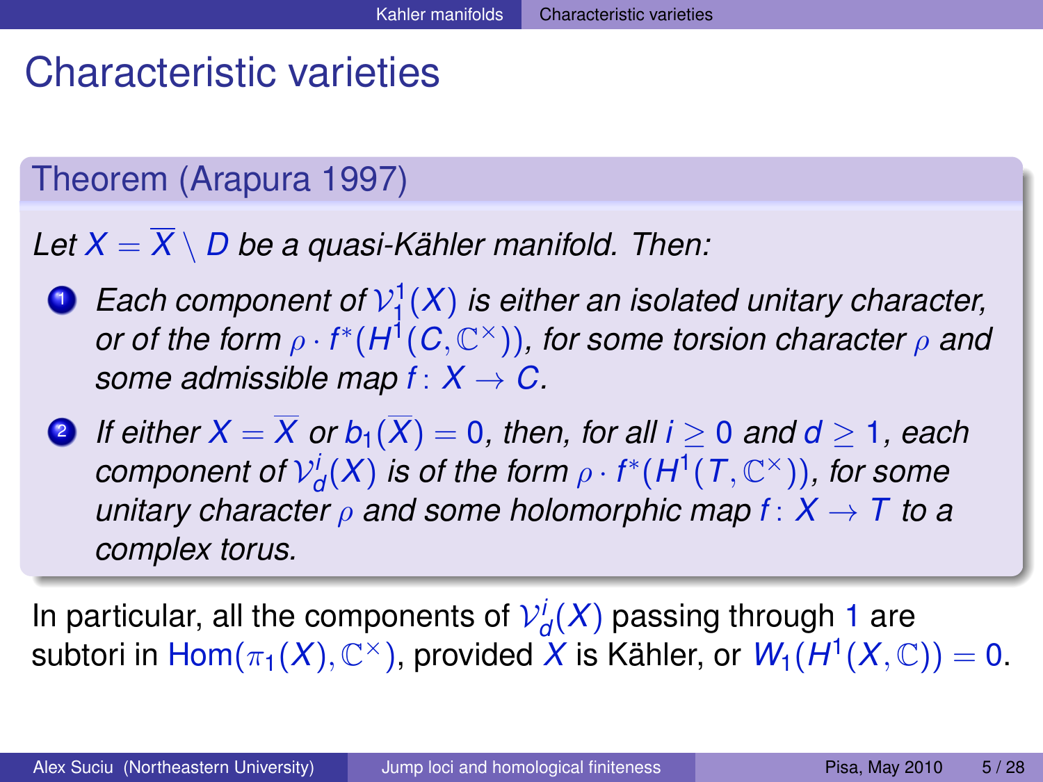# Characteristic varieties

## Theorem (Arapura 1997)

*Let $X = \overline{X} \setminus D$ be a quasi-Kähler manifold. Then:*

1. *Each component of $\mathcal{V}^1_1(X)$ is either an isolated unitary character, or of the form $\rho \cdot f^*(H^1(C, \mathbb{C}^\times))$, for some torsion character $\rho$ and some admissible map $f\colon X \to C$.*
2. *If either $X = \overline{X}$ or $b_1(\overline{X}) = 0$, then, for all $i \geq 0$ and $d \geq 1$, each component of $\mathcal{V}^i_d(X)$ is of the form $\rho \cdot f^*(H^1(T, \mathbb{C}^\times))$, for some unitary character $\rho$ and some holomorphic map $f\colon X \to T$ to a complex torus.*

In particular, all the components of $\mathcal{V}^i_d(X)$ passing through $1$ are subtori in $\mathrm{Hom}(\pi_1(X), \mathbb{C}^\times)$, provided $X$ is Kähler, or $W_1(H^1(X, \mathbb{C})) = 0$.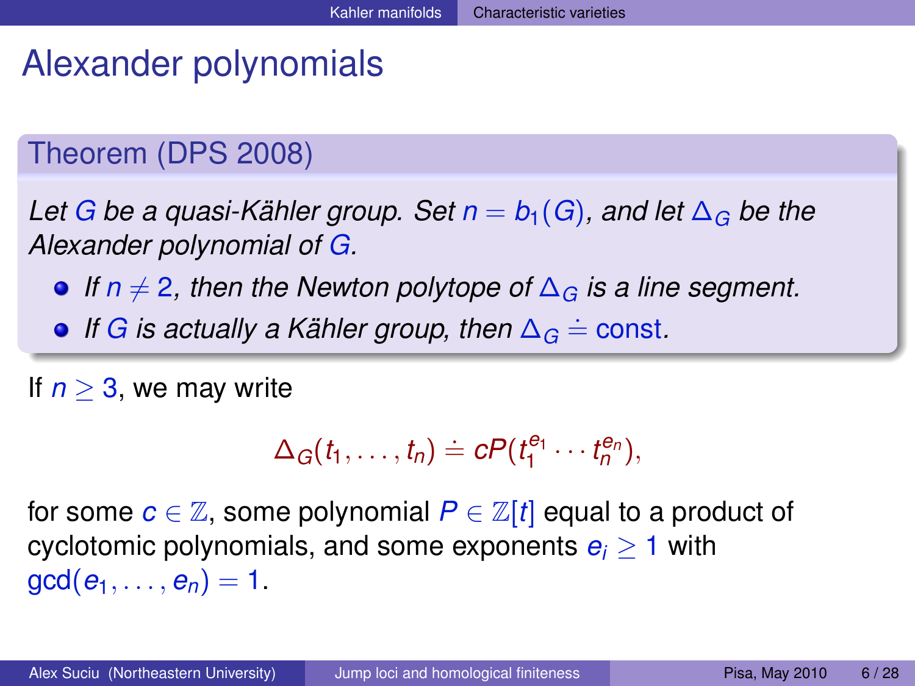# Alexander polynomials

**Theorem (DPS 2008)**

*Let $G$ be a quasi-Kähler group. Set $n = b_1(G)$, and let $\Delta_G$ be the Alexander polynomial of $G$.*

- *If $n \neq 2$, then the Newton polytope of $\Delta_G$ is a line segment.*
- *If $G$ is actually a Kähler group, then $\Delta_G \doteq \text{const}$.*

If $n \geq 3$, we may write

$$\Delta_G(t_1, \ldots, t_n) \doteq cP(t_1^{e_1} \cdots t_n^{e_n}),$$

for some $c \in \mathbb{Z}$, some polynomial $P \in \mathbb{Z}[t]$ equal to a product of cyclotomic polynomials, and some exponents $e_i \geq 1$ with $\gcd(e_1, \ldots, e_n) = 1$.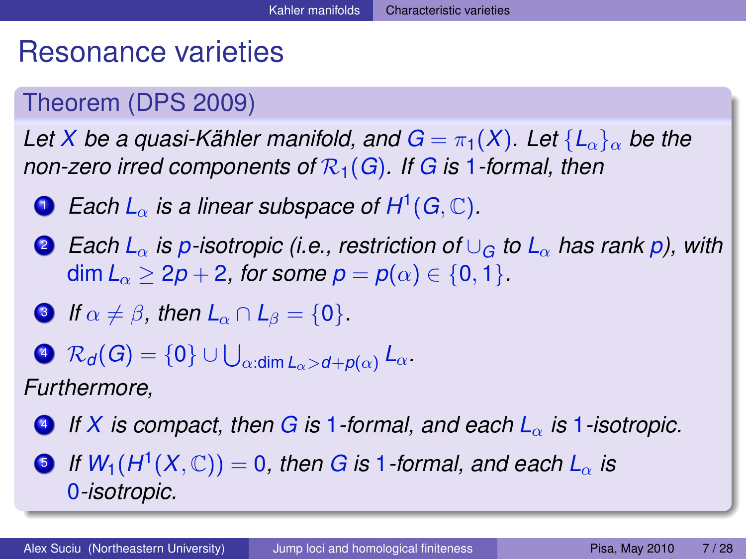# Resonance varieties

## Theorem (DPS 2009)

*Let $X$ be a quasi-Kähler manifold, and $G = \pi_1(X)$. Let $\{L_\alpha\}_\alpha$ be the non-zero irred components of $\mathcal{R}_1(G)$. If $G$ is 1-formal, then*

1. *Each $L_\alpha$ is a linear subspace of $H^1(G, \mathbb{C})$.*
2. *Each $L_\alpha$ is $p$-isotropic (i.e., restriction of $\cup_G$ to $L_\alpha$ has rank $p$), with $\dim L_\alpha \geq 2p + 2$, for some $p = p(\alpha) \in \{0, 1\}$.*
3. *If $\alpha \neq \beta$, then $L_\alpha \cap L_\beta = \{0\}$.*
4. $\mathcal{R}_d(G) = \{0\} \cup \bigcup_{\alpha : \dim L_\alpha > d + p(\alpha)} L_\alpha$.

*Furthermore,*

4. *If $X$ is compact, then $G$ is 1-formal, and each $L_\alpha$ is 1-isotropic.*
5. *If $W_1(H^1(X, \mathbb{C})) = 0$, then $G$ is 1-formal, and each $L_\alpha$ is 0-isotropic.*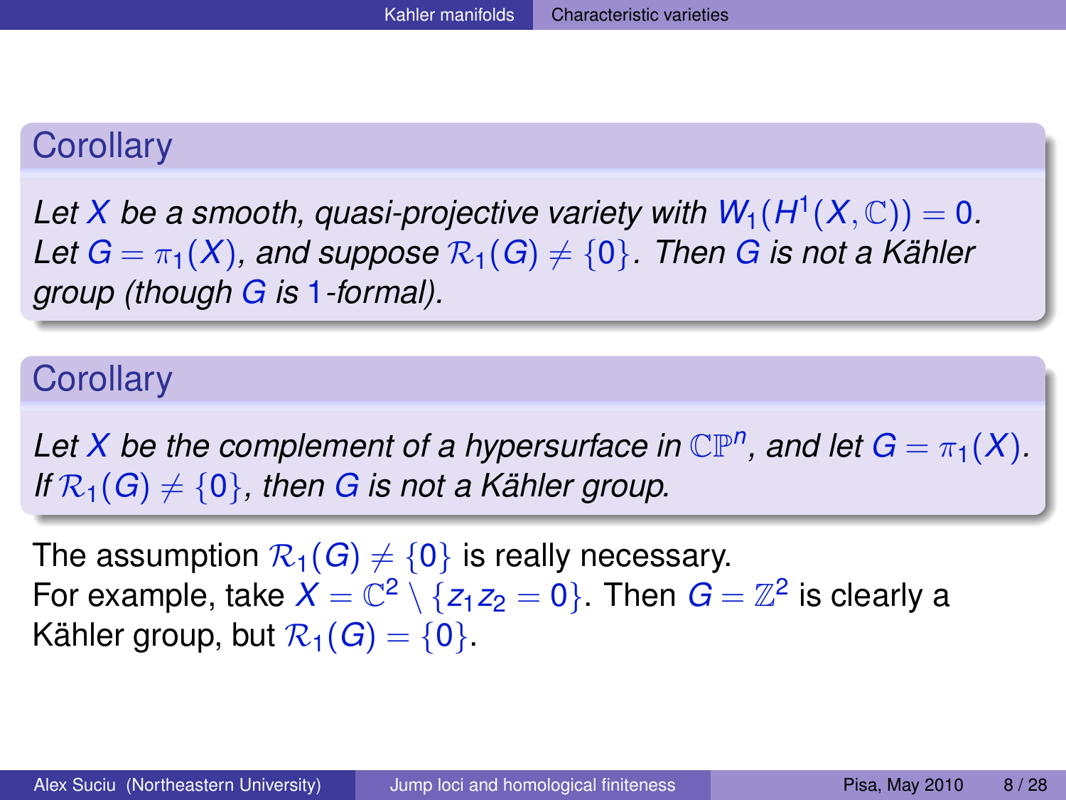### Corollary

*Let $X$ be a smooth, quasi-projective variety with $W_1(H^1(X,\mathbb{C})) = 0$. Let $G = \pi_1(X)$, and suppose $\mathcal{R}_1(G) \neq \{0\}$. Then $G$ is not a Kähler group (though $G$ is 1-formal).*

### Corollary

*Let $X$ be the complement of a hypersurface in $\mathbb{CP}^n$, and let $G = \pi_1(X)$. If $\mathcal{R}_1(G) \neq \{0\}$, then $G$ is not a Kähler group.*

The assumption $\mathcal{R}_1(G) \neq \{0\}$ is really necessary. For example, take $X = \mathbb{C}^2 \setminus \{z_1 z_2 = 0\}$. Then $G = \mathbb{Z}^2$ is clearly a Kähler group, but $\mathcal{R}_1(G) = \{0\}$.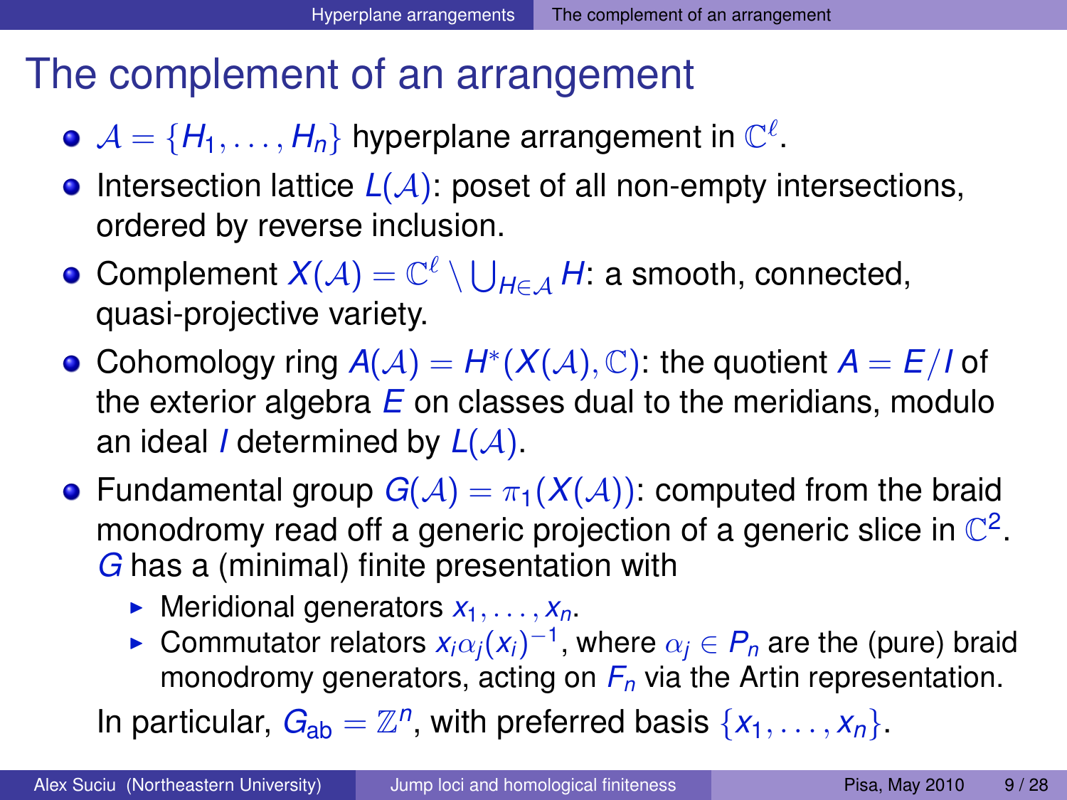# The complement of an arrangement

- $\mathcal{A} = \{H_1, \dots, H_n\}$ hyperplane arrangement in $\mathbb{C}^\ell$.
- Intersection lattice $L(\mathcal{A})$: poset of all non-empty intersections, ordered by reverse inclusion.
- Complement $X(\mathcal{A}) = \mathbb{C}^\ell \setminus \bigcup_{H \in \mathcal{A}} H$: a smooth, connected, quasi-projective variety.
- Cohomology ring $A(\mathcal{A}) = H^*(X(\mathcal{A}), \mathbb{C})$: the quotient $A = E/I$ of the exterior algebra $E$ on classes dual to the meridians, modulo an ideal $I$ determined by $L(\mathcal{A})$.
- Fundamental group $G(\mathcal{A}) = \pi_1(X(\mathcal{A}))$: computed from the braid monodromy read off a generic projection of a generic slice in $\mathbb{C}^2$. $G$ has a (minimal) finite presentation with
  - Meridional generators $x_1, \dots, x_n$.
  - Commutator relators $x_i \alpha_j(x_i)^{-1}$, where $\alpha_j \in P_n$ are the (pure) braid monodromy generators, acting on $F_n$ via the Artin representation.

  In particular, $G_{\text{ab}} = \mathbb{Z}^n$, with preferred basis $\{x_1, \dots, x_n\}$.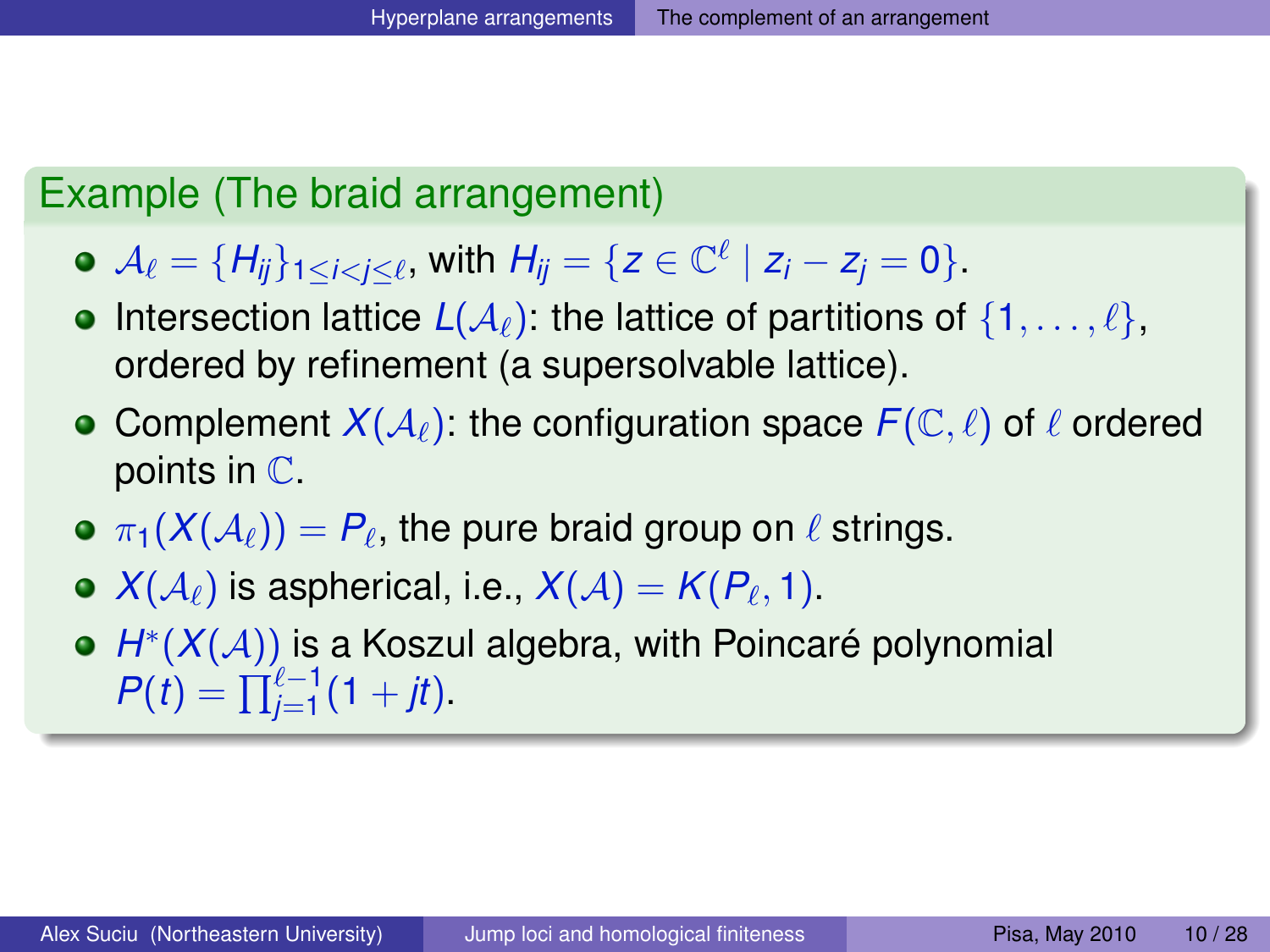### Example (The braid arrangement)

- $\mathcal{A}_\ell = \{H_{ij}\}_{1 \leq i < j \leq \ell}$, with $H_{ij} = \{z \in \mathbb{C}^\ell \mid z_i - z_j = 0\}$.
- Intersection lattice $L(\mathcal{A}_\ell)$: the lattice of partitions of $\{1, \ldots, \ell\}$, ordered by refinement (a supersolvable lattice).
- Complement $X(\mathcal{A}_\ell)$: the configuration space $F(\mathbb{C}, \ell)$ of $\ell$ ordered points in $\mathbb{C}$.
- $\pi_1(X(\mathcal{A}_\ell)) = P_\ell$, the pure braid group on $\ell$ strings.
- $X(\mathcal{A}_\ell)$ is aspherical, i.e., $X(\mathcal{A}) = K(P_\ell, 1)$.
- $H^*(X(\mathcal{A}))$ is a Koszul algebra, with Poincaré polynomial $P(t) = \prod_{j=1}^{\ell-1}(1 + jt)$.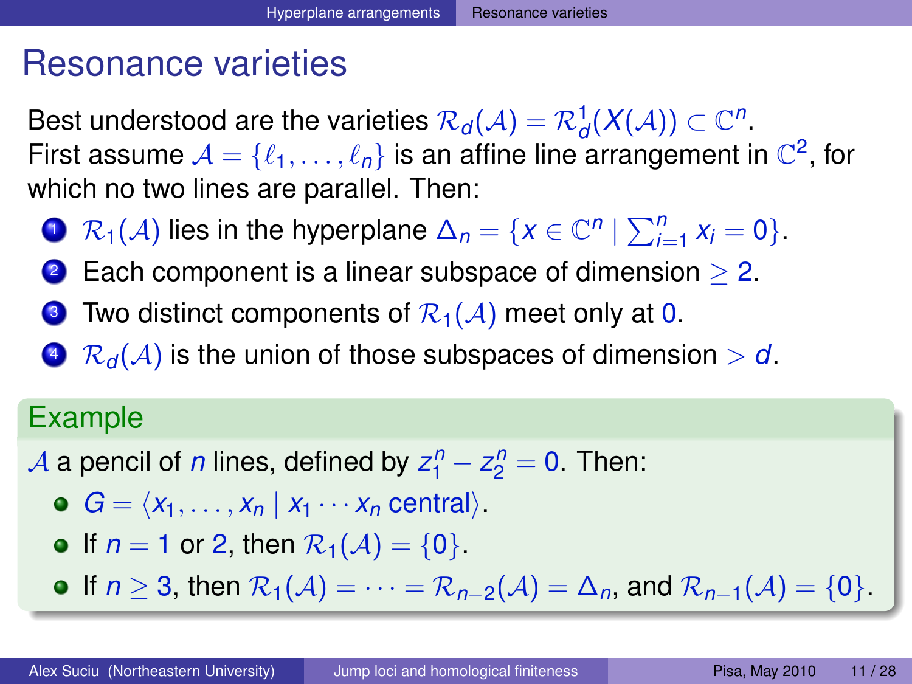# Resonance varieties

Best understood are the varieties $\mathcal{R}_d(\mathcal{A}) = \mathcal{R}^1_d(X(\mathcal{A})) \subset \mathbb{C}^n$.
First assume $\mathcal{A} = \{\ell_1, \dots, \ell_n\}$ is an affine line arrangement in $\mathbb{C}^2$, for which no two lines are parallel. Then:

1. $\mathcal{R}_1(\mathcal{A})$ lies in the hyperplane $\Delta_n = \{x \in \mathbb{C}^n \mid \sum_{i=1}^n x_i = 0\}$.
2. Each component is a linear subspace of dimension $\geq 2$.
3. Two distinct components of $\mathcal{R}_1(\mathcal{A})$ meet only at $0$.
4. $\mathcal{R}_d(\mathcal{A})$ is the union of those subspaces of dimension $> d$.

## Example

$\mathcal{A}$ a pencil of $n$ lines, defined by $z_1^n - z_2^n = 0$. Then:

- $G = \langle x_1, \dots, x_n \mid x_1 \cdots x_n \text{ central} \rangle$.
- If $n = 1$ or $2$, then $\mathcal{R}_1(\mathcal{A}) = \{0\}$.
- If $n \geq 3$, then $\mathcal{R}_1(\mathcal{A}) = \cdots = \mathcal{R}_{n-2}(\mathcal{A}) = \Delta_n$, and $\mathcal{R}_{n-1}(\mathcal{A}) = \{0\}$.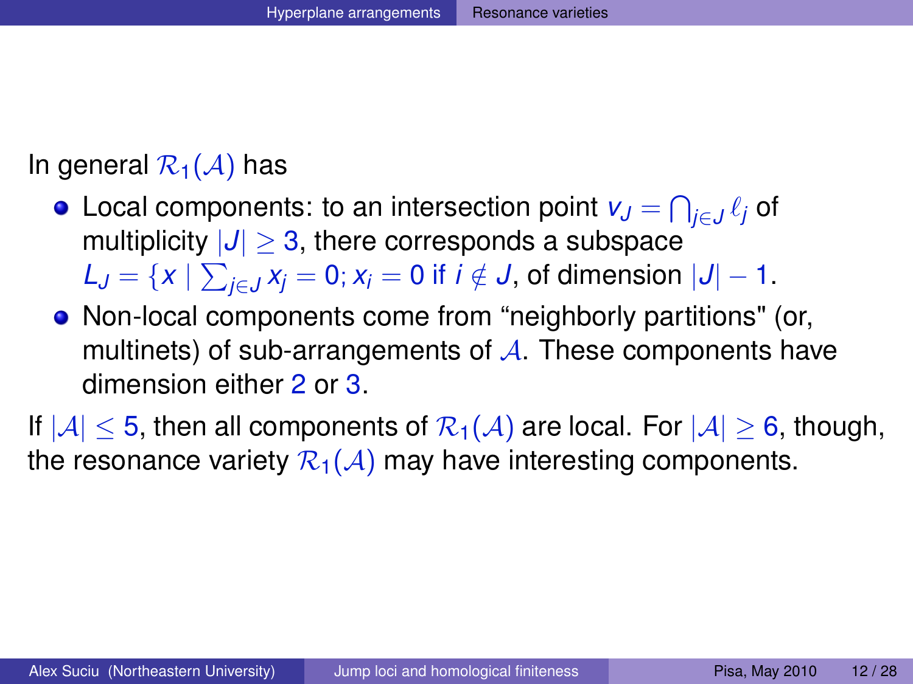In general $\mathcal{R}_1(\mathcal{A})$ has

- Local components: to an intersection point $v_J = \bigcap_{j\in J} \ell_j$ of multiplicity $|J| \geq 3$, there corresponds a subspace $L_J = \{x \mid \sum_{j\in J} x_j = 0; x_i = 0 \text{ if } i \notin J$, of dimension $|J| - 1$.
- Non-local components come from “neighborly partitions" (or, multinets) of sub-arrangements of $\mathcal{A}$. These components have dimension either $2$ or $3$.

If $|\mathcal{A}| \leq 5$, then all components of $\mathcal{R}_1(\mathcal{A})$ are local. For $|\mathcal{A}| \geq 6$, though, the resonance variety $\mathcal{R}_1(\mathcal{A})$ may have interesting components.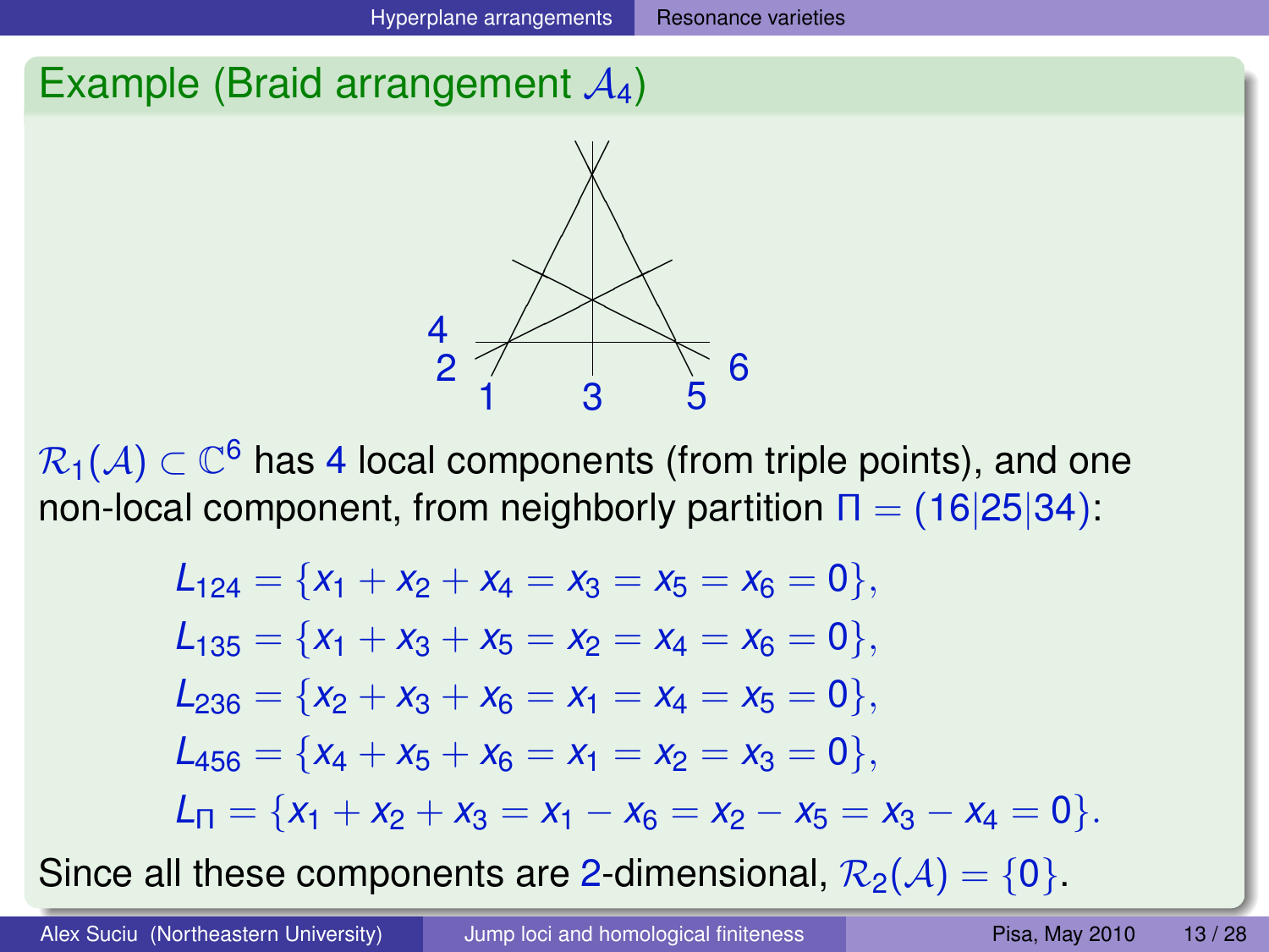## Example (Braid arrangement $\mathcal{A}_4$)

$\mathcal{R}_1(\mathcal{A}) \subset \mathbb{C}^6$ has 4 local components (from triple points), and one non-local component, from neighborly partition $\Pi = (16|25|34)$:

$$L_{124} = \{x_1 + x_2 + x_4 = x_3 = x_5 = x_6 = 0\},$$
$$L_{135} = \{x_1 + x_3 + x_5 = x_2 = x_4 = x_6 = 0\},$$
$$L_{236} = \{x_2 + x_3 + x_6 = x_1 = x_4 = x_5 = 0\},$$
$$L_{456} = \{x_4 + x_5 + x_6 = x_1 = x_2 = x_3 = 0\},$$
$$L_{\Pi} = \{x_1 + x_2 + x_3 = x_1 - x_6 = x_2 - x_5 = x_3 - x_4 = 0\}.$$

Since all these components are 2-dimensional, $\mathcal{R}_2(\mathcal{A}) = \{0\}$.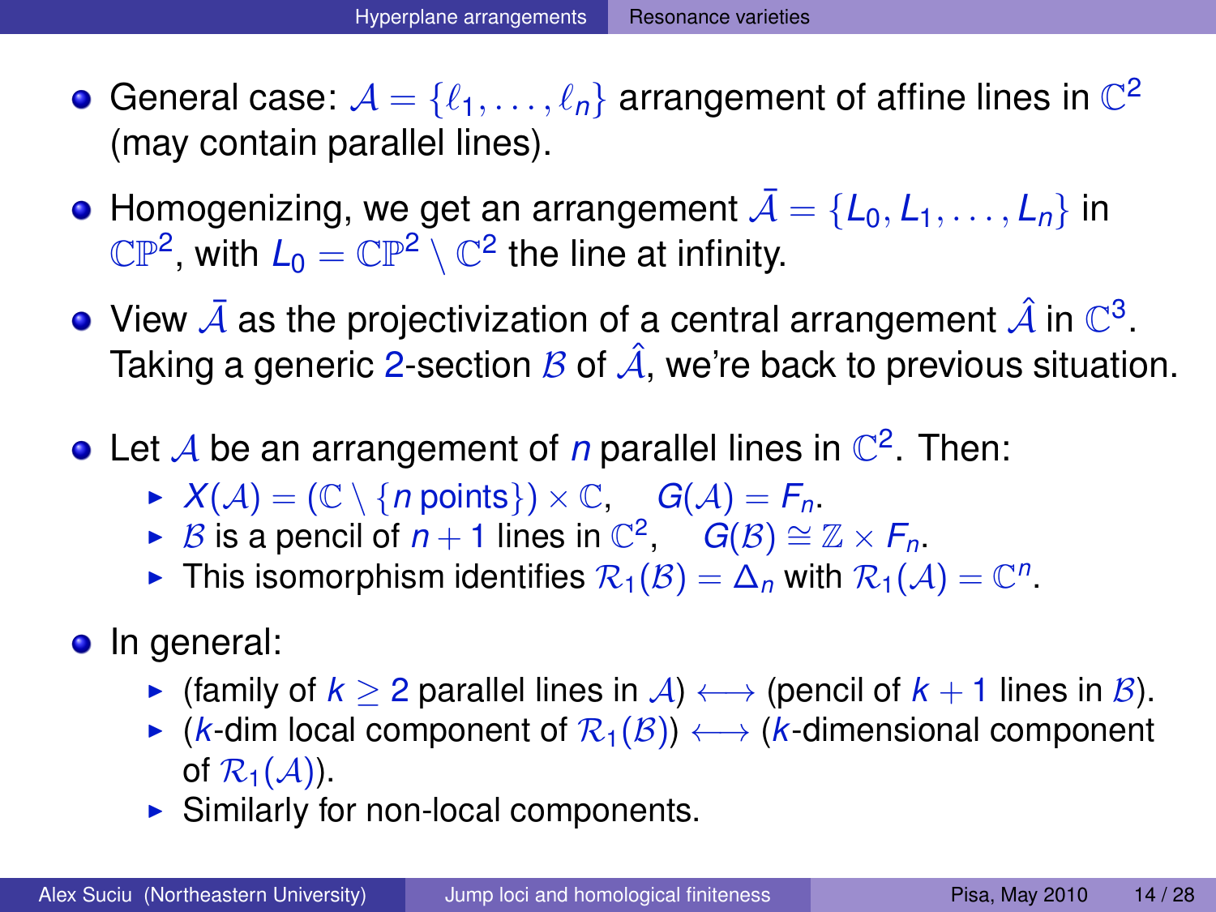- General case: $\mathcal{A} = \{\ell_1, \dots, \ell_n\}$ arrangement of affine lines in $\mathbb{C}^2$ (may contain parallel lines).
- Homogenizing, we get an arrangement $\bar{\mathcal{A}} = \{L_0, L_1, \dots, L_n\}$ in $\mathbb{CP}^2$, with $L_0 = \mathbb{CP}^2 \setminus \mathbb{C}^2$ the line at infinity.
- View $\bar{\mathcal{A}}$ as the projectivization of a central arrangement $\hat{\mathcal{A}}$ in $\mathbb{C}^3$. Taking a generic 2-section $\mathcal{B}$ of $\hat{\mathcal{A}}$, we're back to previous situation.
- Let $\mathcal{A}$ be an arrangement of $n$ parallel lines in $\mathbb{C}^2$. Then:
  - $X(\mathcal{A}) = (\mathbb{C} \setminus \{n \text{ points}\}) \times \mathbb{C}$, $\quad G(\mathcal{A}) = F_n$.
  - $\mathcal{B}$ is a pencil of $n+1$ lines in $\mathbb{C}^2$, $\quad G(\mathcal{B}) \cong \mathbb{Z} \times F_n$.
  - This isomorphism identifies $\mathcal{R}_1(\mathcal{B}) = \Delta_n$ with $\mathcal{R}_1(\mathcal{A}) = \mathbb{C}^n$.
- In general:
  - (family of $k \geq 2$ parallel lines in $\mathcal{A}$) $\longleftrightarrow$ (pencil of $k+1$ lines in $\mathcal{B}$).
  - ($k$-dim local component of $\mathcal{R}_1(\mathcal{B})$) $\longleftrightarrow$ ($k$-dimensional component of $\mathcal{R}_1(\mathcal{A})$).
  - Similarly for non-local components.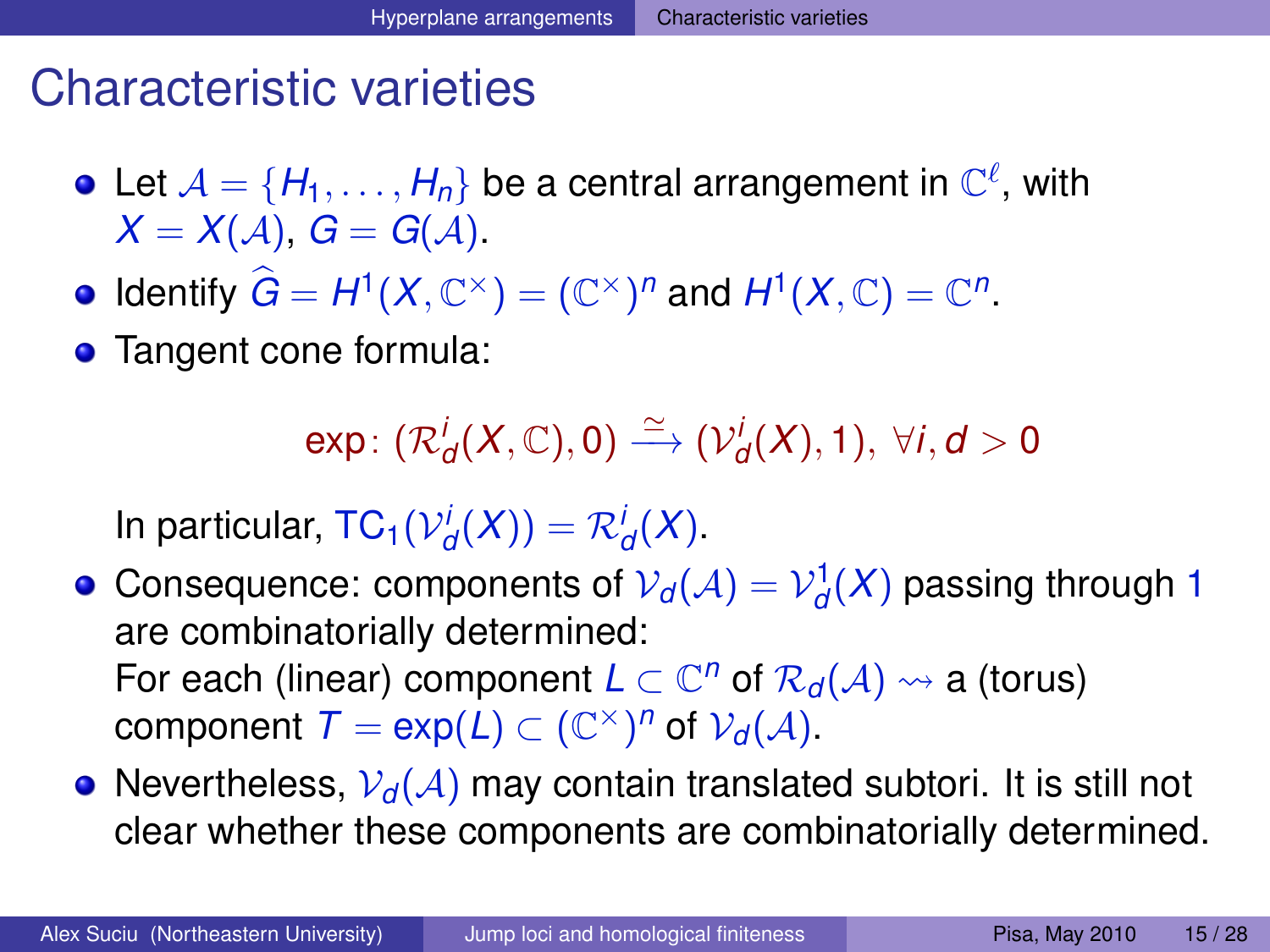# Characteristic varieties

- Let $\mathcal{A} = \{H_1, \dots, H_n\}$ be a central arrangement in $\mathbb{C}^\ell$, with $X = X(\mathcal{A})$, $G = G(\mathcal{A})$.
- Identify $\widehat{G} = H^1(X, \mathbb{C}^\times) = (\mathbb{C}^\times)^n$ and $H^1(X, \mathbb{C}) = \mathbb{C}^n$.
- Tangent cone formula:

$$\exp\colon (\mathcal{R}^i_d(X, \mathbb{C}), 0) \xrightarrow{\simeq} (\mathcal{V}^i_d(X), 1), \ \forall i, d > 0$$

  In particular, $\mathrm{TC}_1(\mathcal{V}^i_d(X)) = \mathcal{R}^i_d(X)$.
- Consequence: components of $\mathcal{V}_d(\mathcal{A}) = \mathcal{V}^1_d(X)$ passing through $1$ are combinatorially determined:
  For each (linear) component $L \subset \mathbb{C}^n$ of $\mathcal{R}_d(\mathcal{A}) \rightsquigarrow$ a (torus) component $T = \exp(L) \subset (\mathbb{C}^\times)^n$ of $\mathcal{V}_d(\mathcal{A})$.
- Nevertheless, $\mathcal{V}_d(\mathcal{A})$ may contain translated subtori. It is still not clear whether these components are combinatorially determined.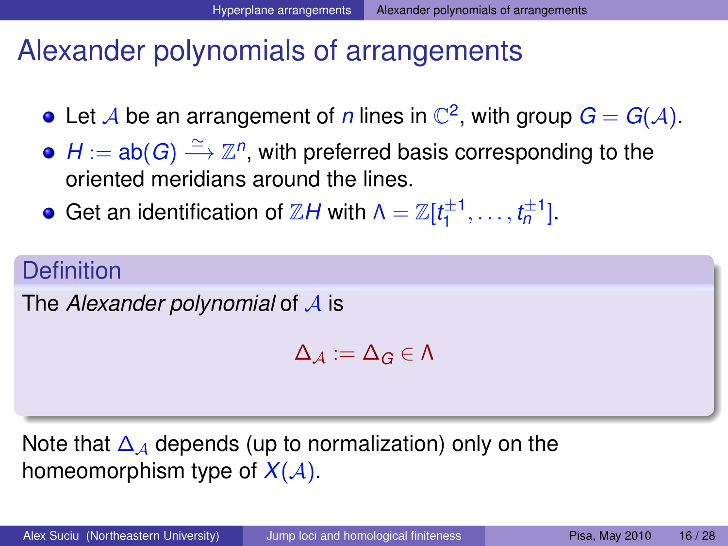# Alexander polynomials of arrangements

- Let $\mathcal{A}$ be an arrangement of $n$ lines in $\mathbb{C}^2$, with group $G = G(\mathcal{A})$.
- $H := \mathrm{ab}(G) \xrightarrow{\simeq} \mathbb{Z}^n$, with preferred basis corresponding to the oriented meridians around the lines.
- Get an identification of $\mathbb{Z}H$ with $\Lambda = \mathbb{Z}[t_1^{\pm 1}, \dots, t_n^{\pm 1}]$.

**Definition**

The *Alexander polynomial* of $\mathcal{A}$ is

$$\Delta_{\mathcal{A}} := \Delta_G \in \Lambda$$

Note that $\Delta_{\mathcal{A}}$ depends (up to normalization) only on the homeomorphism type of $X(\mathcal{A})$.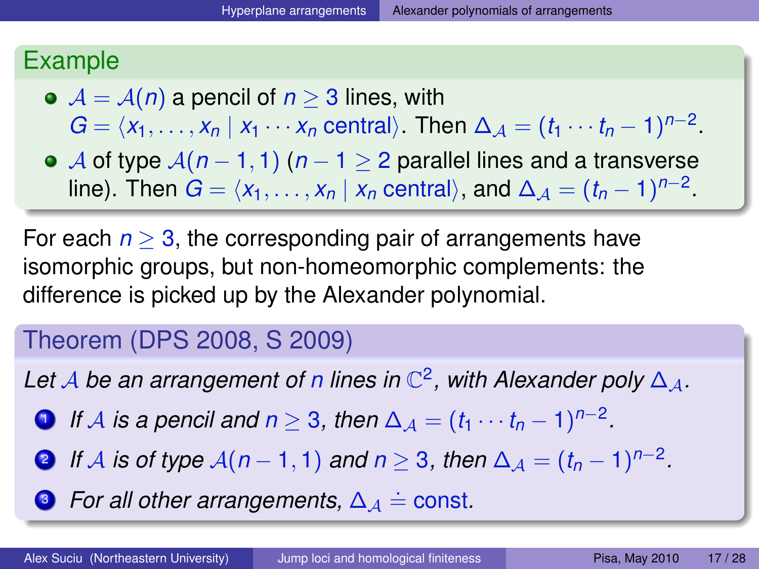## Example

- $\mathcal{A} = \mathcal{A}(n)$ a pencil of $n \geq 3$ lines, with $G = \langle x_1, \dots, x_n \mid x_1 \cdots x_n \text{ central} \rangle$. Then $\Delta_{\mathcal{A}} = (t_1 \cdots t_n - 1)^{n-2}$.
- $\mathcal{A}$ of type $\mathcal{A}(n-1, 1)$ ($n - 1 \geq 2$ parallel lines and a transverse line). Then $G = \langle x_1, \dots, x_n \mid x_n \text{ central} \rangle$, and $\Delta_{\mathcal{A}} = (t_n - 1)^{n-2}$.

For each $n \geq 3$, the corresponding pair of arrangements have isomorphic groups, but non-homeomorphic complements: the difference is picked up by the Alexander polynomial.

## Theorem (DPS 2008, S 2009)

*Let $\mathcal{A}$ be an arrangement of $n$ lines in $\mathbb{C}^2$, with Alexander poly $\Delta_{\mathcal{A}}$.*

1. *If $\mathcal{A}$ is a pencil and $n \geq 3$, then $\Delta_{\mathcal{A}} = (t_1 \cdots t_n - 1)^{n-2}$.*
2. *If $\mathcal{A}$ is of type $\mathcal{A}(n-1, 1)$ and $n \geq 3$, then $\Delta_{\mathcal{A}} = (t_n - 1)^{n-2}$.*
3. *For all other arrangements, $\Delta_{\mathcal{A}} \doteq \text{const}$.*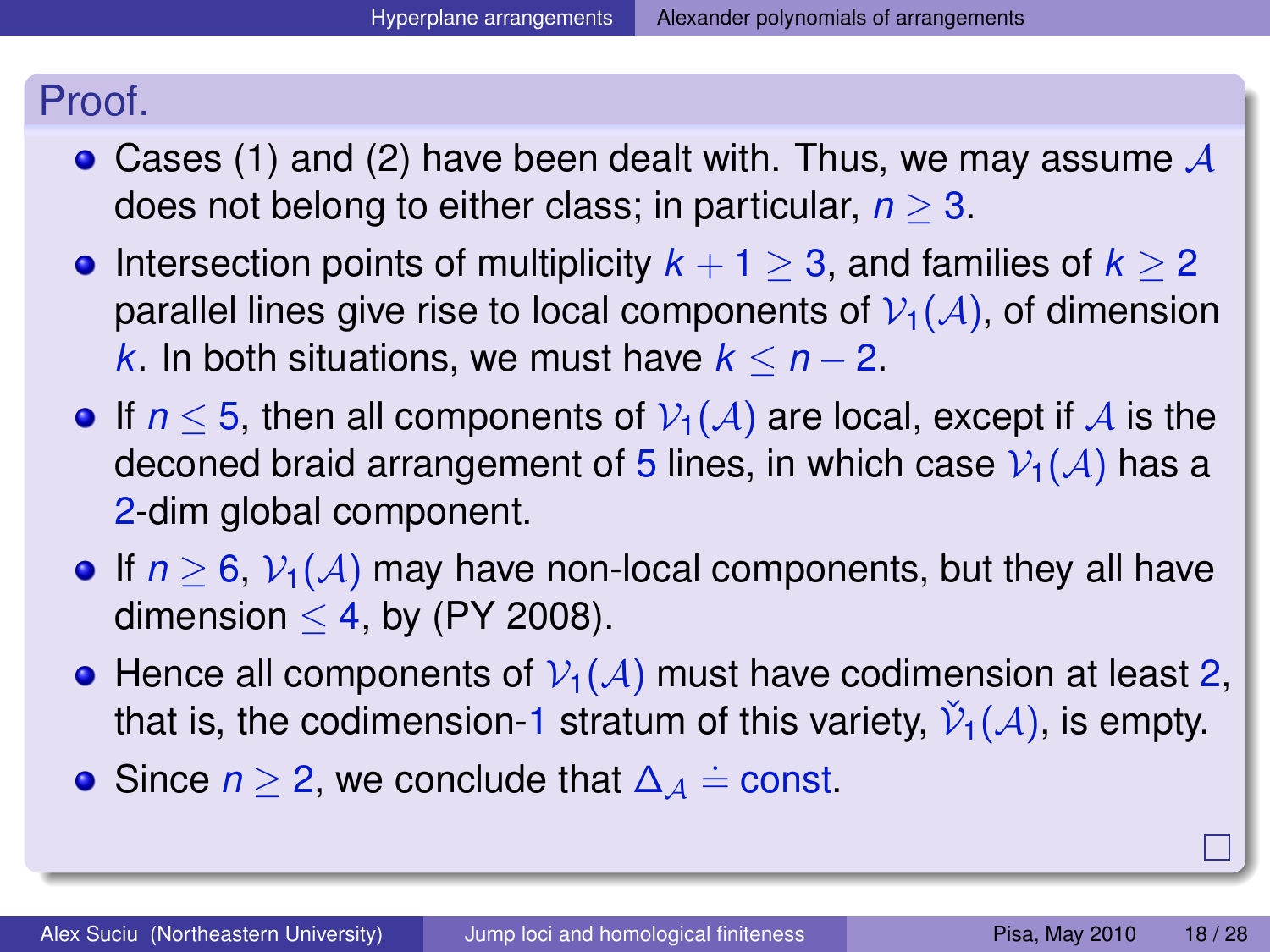**Proof.**

- Cases (1) and (2) have been dealt with. Thus, we may assume $\mathcal{A}$ does not belong to either class; in particular, $n \geq 3$.
- Intersection points of multiplicity $k + 1 \geq 3$, and families of $k \geq 2$ parallel lines give rise to local components of $\mathcal{V}_1(\mathcal{A})$, of dimension $k$. In both situations, we must have $k \leq n - 2$.
- If $n \leq 5$, then all components of $\mathcal{V}_1(\mathcal{A})$ are local, except if $\mathcal{A}$ is the deconed braid arrangement of $5$ lines, in which case $\mathcal{V}_1(\mathcal{A})$ has a $2$-dim global component.
- If $n \geq 6$, $\mathcal{V}_1(\mathcal{A})$ may have non-local components, but they all have dimension $\leq 4$, by (PY 2008).
- Hence all components of $\mathcal{V}_1(\mathcal{A})$ must have codimension at least $2$, that is, the codimension-$1$ stratum of this variety, $\check{\mathcal{V}}_1(\mathcal{A})$, is empty.
- Since $n \geq 2$, we conclude that $\Delta_{\mathcal{A}} \doteq \text{const}$.

□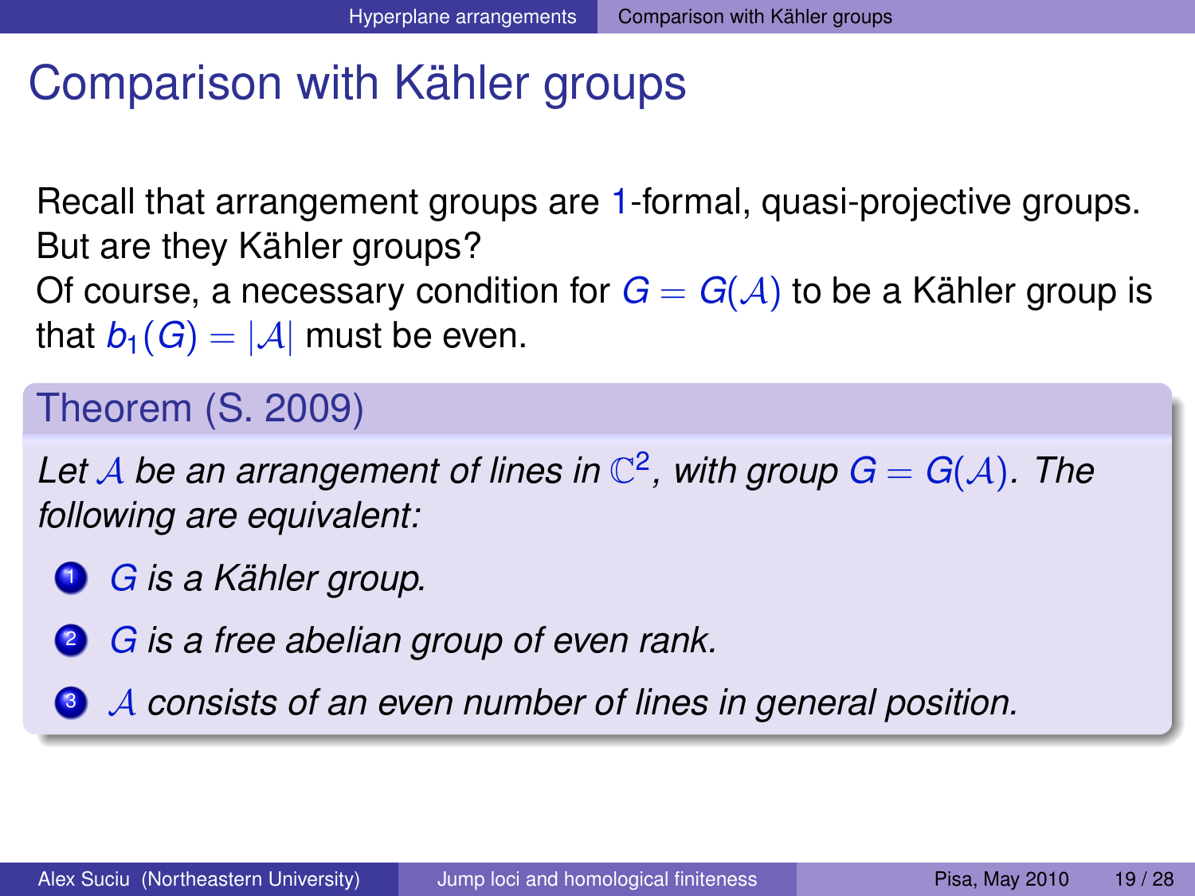# Comparison with Kähler groups

Recall that arrangement groups are 1-formal, quasi-projective groups. But are they Kähler groups?
Of course, a necessary condition for $G = G(\mathcal{A})$ to be a Kähler group is that $b_1(G) = |\mathcal{A}|$ must be even.

**Theorem (S. 2009)**

*Let $\mathcal{A}$ be an arrangement of lines in $\mathbb{C}^2$, with group $G = G(\mathcal{A})$. The following are equivalent:*

1. *$G$ is a Kähler group.*
2. *$G$ is a free abelian group of even rank.*
3. *$\mathcal{A}$ consists of an even number of lines in general position.*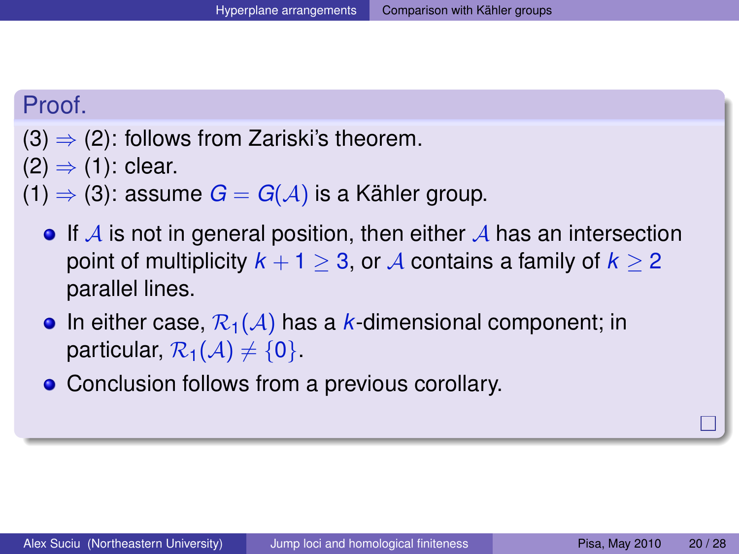**Proof.**

(3) $\Rightarrow$ (2): follows from Zariski's theorem.
(2) $\Rightarrow$ (1): clear.
(1) $\Rightarrow$ (3): assume $G = G(\mathcal{A})$ is a Kähler group.

- If $\mathcal{A}$ is not in general position, then either $\mathcal{A}$ has an intersection point of multiplicity $k + 1 \geq 3$, or $\mathcal{A}$ contains a family of $k \geq 2$ parallel lines.
- In either case, $\mathcal{R}_1(\mathcal{A})$ has a $k$-dimensional component; in particular, $\mathcal{R}_1(\mathcal{A}) \neq \{0\}$.
- Conclusion follows from a previous corollary.

□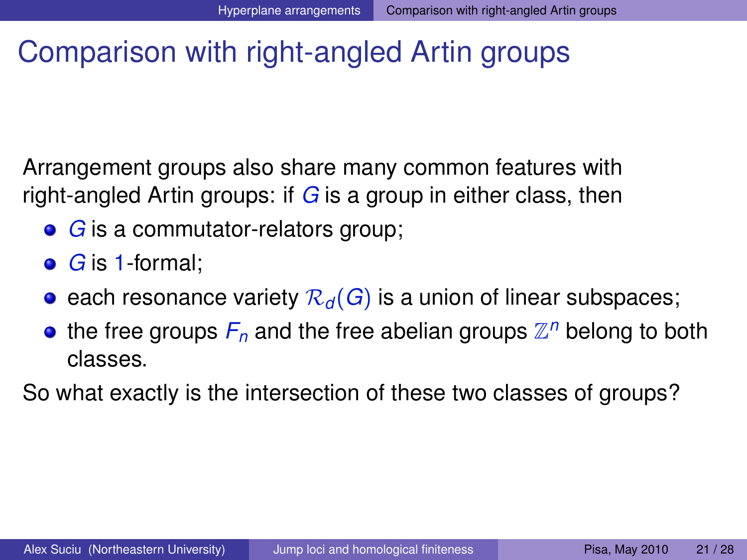# Comparison with right-angled Artin groups

Arrangement groups also share many common features with right-angled Artin groups: if $G$ is a group in either class, then

- $G$ is a commutator-relators group;
- $G$ is $1$-formal;
- each resonance variety $\mathcal{R}_d(G)$ is a union of linear subspaces;
- the free groups $F_n$ and the free abelian groups $\mathbb{Z}^n$ belong to both classes.

So what exactly is the intersection of these two classes of groups?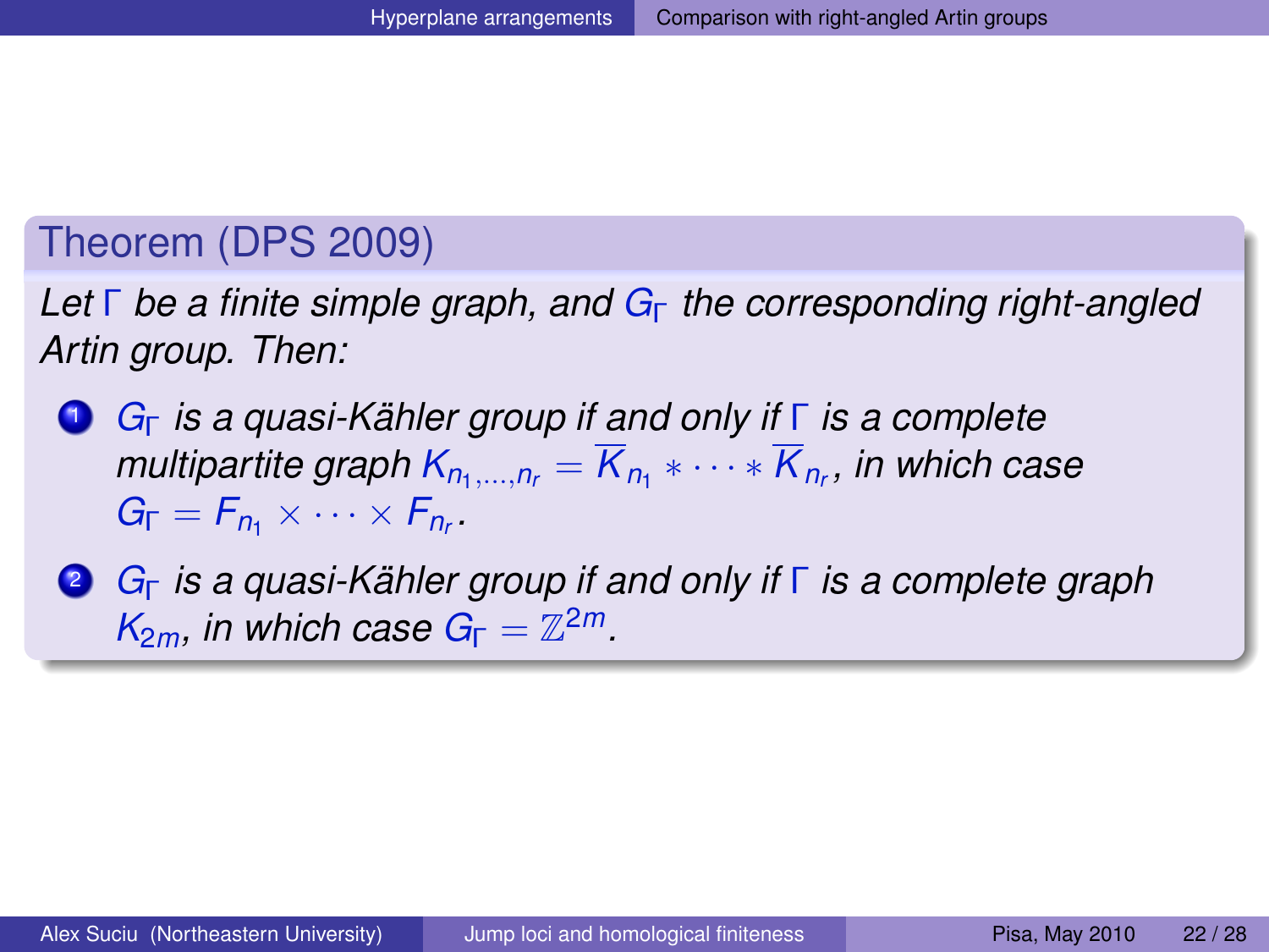### Theorem (DPS 2009)

*Let $\Gamma$ be a finite simple graph, and $G_\Gamma$ the corresponding right-angled Artin group. Then:*

1. *$G_\Gamma$ is a quasi-Kähler group if and only if $\Gamma$ is a complete multipartite graph $K_{n_1,\dots,n_r} = \overline{K}_{n_1} * \cdots * \overline{K}_{n_r}$, in which case $G_\Gamma = F_{n_1} \times \cdots \times F_{n_r}$.*
2. *$G_\Gamma$ is a quasi-Kähler group if and only if $\Gamma$ is a complete graph $K_{2m}$, in which case $G_\Gamma = \mathbb{Z}^{2m}$.*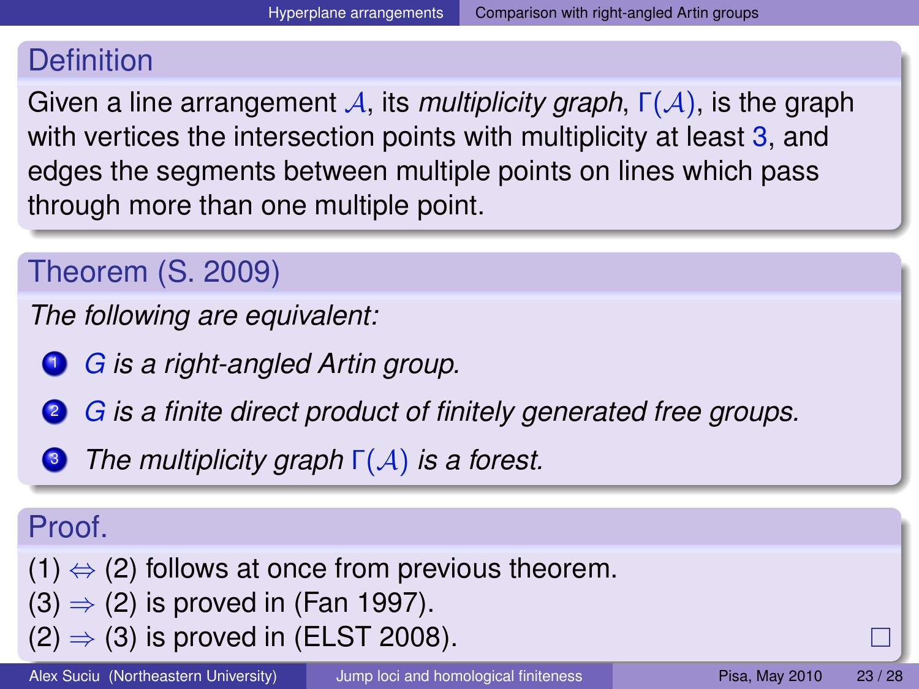### Definition

Given a line arrangement $\mathcal{A}$, its *multiplicity graph*, $\Gamma(\mathcal{A})$, is the graph with vertices the intersection points with multiplicity at least 3, and edges the segments between multiple points on lines which pass through more than one multiple point.

### Theorem (S. 2009)

*The following are equivalent:*

1. *$G$ is a right-angled Artin group.*
2. *$G$ is a finite direct product of finitely generated free groups.*
3. *The multiplicity graph $\Gamma(\mathcal{A})$ is a forest.*

### Proof.

(1) $\Leftrightarrow$ (2) follows at once from previous theorem.
(3) $\Rightarrow$ (2) is proved in (Fan 1997).
(2) $\Rightarrow$ (3) is proved in (ELST 2008). □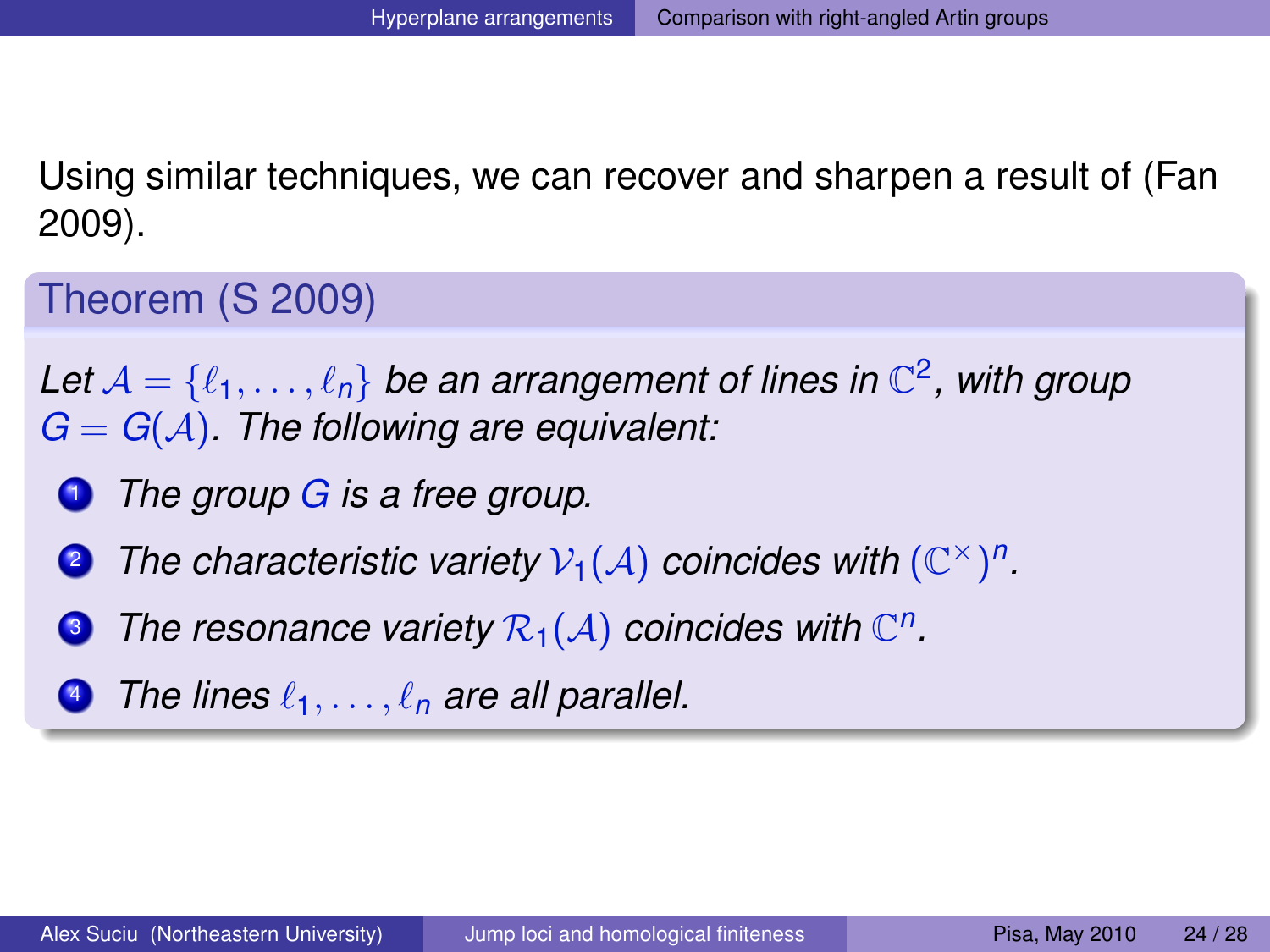Using similar techniques, we can recover and sharpen a result of (Fan 2009).

**Theorem (S 2009)**

*Let $\mathcal{A} = \{\ell_1, \dots, \ell_n\}$ be an arrangement of lines in $\mathbb{C}^2$, with group $G = G(\mathcal{A})$. The following are equivalent:*

1. *The group $G$ is a free group.*
2. *The characteristic variety $\mathcal{V}_1(\mathcal{A})$ coincides with $(\mathbb{C}^\times)^n$.*
3. *The resonance variety $\mathcal{R}_1(\mathcal{A})$ coincides with $\mathbb{C}^n$.*
4. *The lines $\ell_1, \dots, \ell_n$ are all parallel.*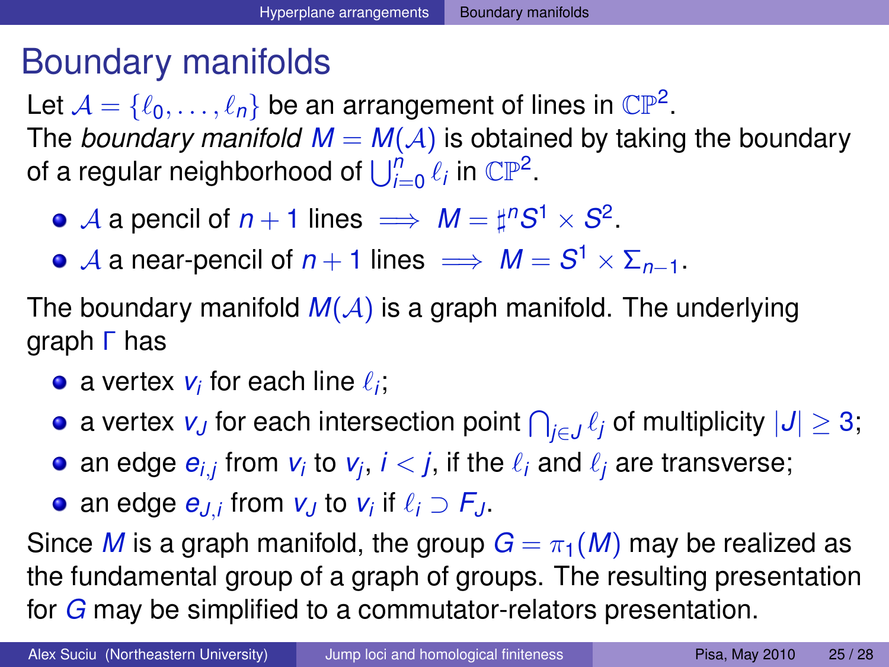# Boundary manifolds

Let $\mathcal{A} = \{\ell_0, \dots, \ell_n\}$ be an arrangement of lines in $\mathbb{CP}^2$.
The *boundary manifold* $M = M(\mathcal{A})$ is obtained by taking the boundary of a regular neighborhood of $\bigcup_{i=0}^{n} \ell_i$ in $\mathbb{CP}^2$.

- $\mathcal{A}$ a pencil of $n+1$ lines $\implies M = \sharp^n S^1 \times S^2$.
- $\mathcal{A}$ a near-pencil of $n+1$ lines $\implies M = S^1 \times \Sigma_{n-1}$.

The boundary manifold $M(\mathcal{A})$ is a graph manifold. The underlying graph $\Gamma$ has

- a vertex $v_i$ for each line $\ell_i$;
- a vertex $v_J$ for each intersection point $\bigcap_{j \in J} \ell_j$ of multiplicity $|J| \geq 3$;
- an edge $e_{i,j}$ from $v_i$ to $v_j$, $i < j$, if the $\ell_i$ and $\ell_j$ are transverse;
- an edge $e_{J,i}$ from $v_J$ to $v_i$ if $\ell_i \supset F_J$.

Since $M$ is a graph manifold, the group $G = \pi_1(M)$ may be realized as the fundamental group of a graph of groups. The resulting presentation for $G$ may be simplified to a commutator-relators presentation.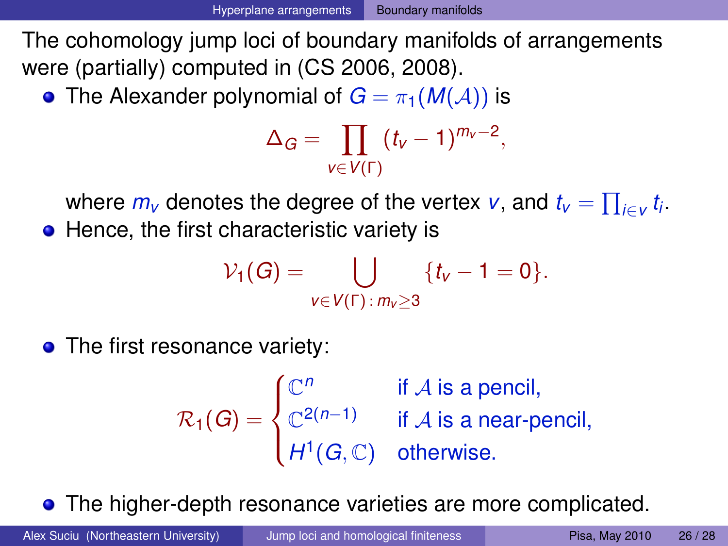The cohomology jump loci of boundary manifolds of arrangements were (partially) computed in (CS 2006, 2008).

- The Alexander polynomial of $G = \pi_1(M(\mathcal{A}))$ is

$$\Delta_G = \prod_{v \in V(\Gamma)} (t_v - 1)^{m_v - 2},$$

  where $m_v$ denotes the degree of the vertex $v$, and $t_v = \prod_{i \in v} t_i$.
- Hence, the first characteristic variety is

$$\mathcal{V}_1(G) = \bigcup_{v \in V(\Gamma) \,:\, m_v \geq 3} \{t_v - 1 = 0\}.$$

- The first resonance variety:

$$\mathcal{R}_1(G) = \begin{cases} \mathbb{C}^n & \text{if } \mathcal{A} \text{ is a pencil,} \\ \mathbb{C}^{2(n-1)} & \text{if } \mathcal{A} \text{ is a near-pencil,} \\ H^1(G, \mathbb{C}) & \text{otherwise.} \end{cases}$$

- The higher-depth resonance varieties are more complicated.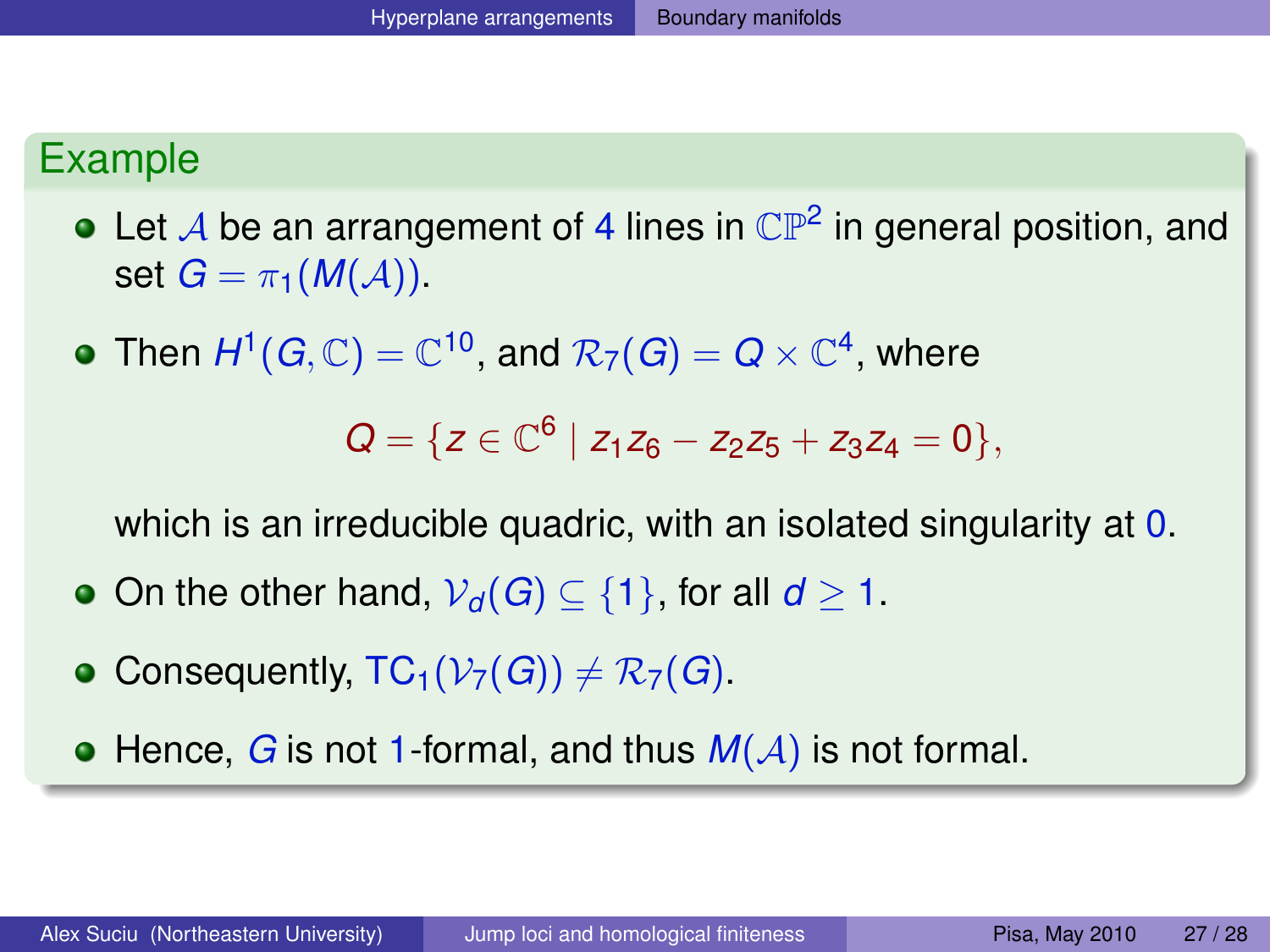## Example

- Let $\mathcal{A}$ be an arrangement of 4 lines in $\mathbb{CP}^2$ in general position, and set $G = \pi_1(M(\mathcal{A}))$.
- Then $H^1(G, \mathbb{C}) = \mathbb{C}^{10}$, and $\mathcal{R}_7(G) = Q \times \mathbb{C}^4$, where

$$Q = \{z \in \mathbb{C}^6 \mid z_1 z_6 - z_2 z_5 + z_3 z_4 = 0\},$$

  which is an irreducible quadric, with an isolated singularity at 0.

- On the other hand, $\mathcal{V}_d(G) \subseteq \{1\}$, for all $d \geq 1$.
- Consequently, $\mathrm{TC}_1(\mathcal{V}_7(G)) \neq \mathcal{R}_7(G)$.
- Hence, $G$ is not 1-formal, and thus $M(\mathcal{A})$ is not formal.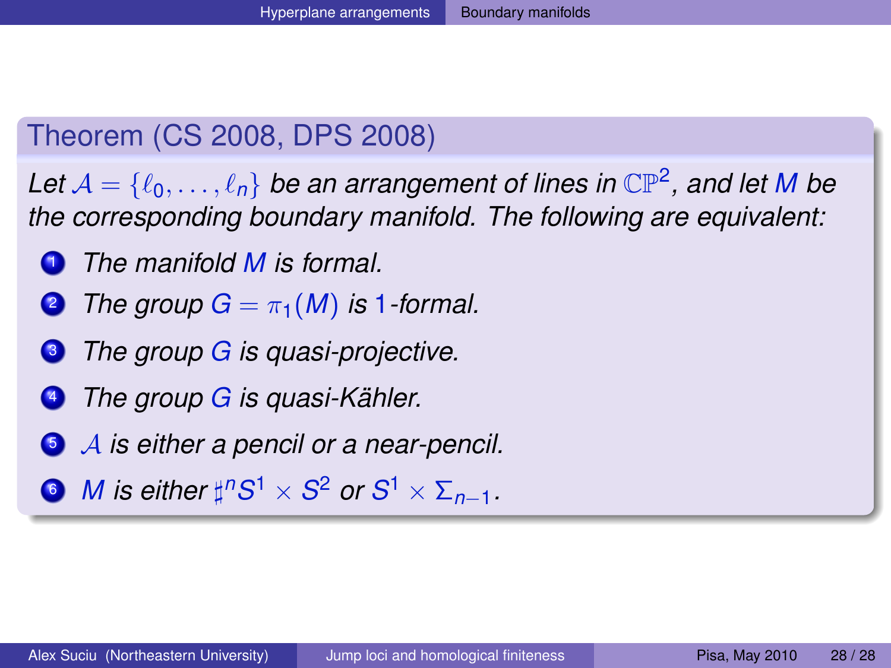**Theorem (CS 2008, DPS 2008)**

*Let $\mathcal{A} = \{\ell_0, \dots, \ell_n\}$ be an arrangement of lines in $\mathbb{CP}^2$, and let $M$ be the corresponding boundary manifold. The following are equivalent:*

1. *The manifold $M$ is formal.*
2. *The group $G = \pi_1(M)$ is 1-formal.*
3. *The group $G$ is quasi-projective.*
4. *The group $G$ is quasi-Kähler.*
5. *$\mathcal{A}$ is either a pencil or a near-pencil.*
6. *$M$ is either $\sharp^n S^1 \times S^2$ or $S^1 \times \Sigma_{n-1}$.*